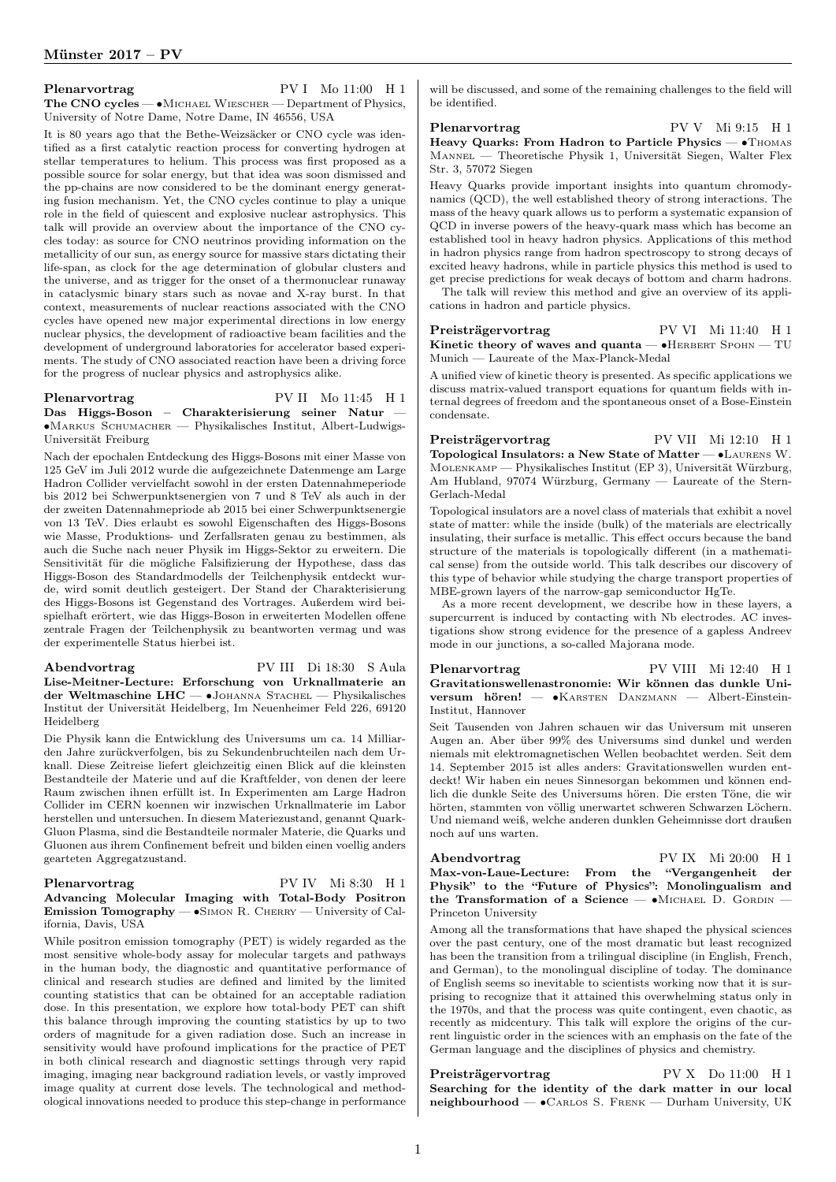**Plenarvortrag** PV I Mo 11:00 H 1

**The CNO cycles** — •Michael Wiescher — Department of Physics, University of Notre Dame, Notre Dame, IN 46556, USA

It is 80 years ago that the Bethe-Weizsäcker or CNO cycle was identified as a first catalytic reaction process for converting hydrogen at stellar temperatures to helium. This process was first proposed as a possible source for solar energy, but that idea was soon dismissed and the pp-chains are now considered to be the dominant energy generating fusion mechanism. Yet, the CNO cycles continue to play a unique role in the field of quiescent and explosive nuclear astrophysics. This talk will provide an overview about the importance of the CNO cycles today: as source for CNO neutrinos providing information on the metallicity of our sun, as energy source for massive stars dictating their life-span, as clock for the age determination of globular clusters and the universe, and as trigger for the onset of a thermonuclear runaway in cataclysmic binary stars such as novae and X-ray burst. In that context, measurements of nuclear reactions associated with the CNO cycles have opened new major experimental directions in low energy nuclear physics, the development of radioactive beam facilities and the development of underground laboratories for accelerator based experiments. The study of CNO associated reaction have been a driving force for the progress of nuclear physics and astrophysics alike.

**Plenarvortrag** PV II Mo 11:45 H 1

**Das Higgs-Boson – Charakterisierung seiner Natur** — •Markus Schumacher — Physikalisches Institut, Albert-Ludwigs-Universität Freiburg

Nach der epochalen Entdeckung des Higgs-Bosons mit einer Masse von 125 GeV im Juli 2012 wurde die aufgezeichnete Datenmenge am Large Hadron Collider vervielfacht sowohl in der ersten Datennahmeperiode bis 2012 bei Schwerpunktsenergien von 7 und 8 TeV als auch in der der zweiten Datennahmepriode ab 2015 bei einer Schwerpunktsenergie von 13 TeV. Dies erlaubt es sowohl Eigenschaften des Higgs-Bosons wie Masse, Produktions- und Zerfallsraten genau zu bestimmen, als auch die Suche nach neuer Physik im Higgs-Sektor zu erweitern. Die Sensitivität für die mögliche Falsifizierung der Hypothese, dass das Higgs-Boson des Standardmodells der Teilchenphysik entdeckt wurde, wird somit deutlich gesteigert. Der Stand der Charakterisierung des Higgs-Bosons ist Gegenstand des Vortrages. Außerdem wird beispielhaft erörtert, wie das Higgs-Boson in erweiterten Modellen offene zentrale Fragen der Teilchenphysik zu beantworten vermag und was der experimentelle Status hierbei ist.

**Abendvortrag** PV III Di 18:30 S Aula

**Lise-Meitner-Lecture: Erforschung von Urknallmaterie an der Weltmaschine LHC** — •Johanna Stachel — Physikalisches Institut der Universität Heidelberg, Im Neuenheimer Feld 226, 69120 Heidelberg

Die Physik kann die Entwicklung des Universums um ca. 14 Milliarden Jahre zurückverfolgen, bis zu Sekundenbruchteilen nach dem Urknall. Diese Zeitreise liefert gleichzeitig einen Blick auf die kleinsten Bestandteile der Materie und auf die Kraftfelder, von denen der leere Raum zwischen ihnen erfüllt ist. In Experimenten am Large Hadron Collider im CERN koennen wir inzwischen Urknallmaterie im Labor herstellen und untersuchen. In diesem Materiezustand, genannt Quark-Gluon Plasma, sind die Bestandteile normaler Materie, die Quarks und Gluonen aus ihrem Confinement befreit und bilden einen voellig anders gearteten Aggregatzustand.

**Plenarvortrag** PV IV Mi 8:30 H 1

**Advancing Molecular Imaging with Total-Body Positron Emission Tomography** — •Simon R. Cherry — University of California, Davis, USA

While positron emission tomography (PET) is widely regarded as the most sensitive whole-body assay for molecular targets and pathways in the human body, the diagnostic and quantitative performance of clinical and research studies are defined and limited by the limited counting statistics that can be obtained for an acceptable radiation dose. In this presentation, we explore how total-body PET can shift this balance through improving the counting statistics by up to two orders of magnitude for a given radiation dose. Such an increase in sensitivity would have profound implications for the practice of PET in both clinical research and diagnostic settings through very rapid imaging, imaging near background radiation levels, or vastly improved image quality at current dose levels. The technological and methodological innovations needed to produce this step-change in performance will be discussed, and some of the remaining challenges to the field will be identified.

**Plenarvortrag** PV V Mi 9:15 H 1

**Heavy Quarks: From Hadron to Particle Physics** — •Thomas Mannel — Theoretische Physik 1, Universität Siegen, Walter Flex Str. 3, 57072 Siegen

Heavy Quarks provide important insights into quantum chromodynamics (QCD), the well established theory of strong interactions. The mass of the heavy quark allows us to perform a systematic expansion of QCD in inverse powers of the heavy-quark mass which has become an established tool in heavy hadron physics. Applications of this method in hadron physics range from hadron spectroscopy to strong decays of excited heavy hadrons, while in particle physics this method is used to get precise predictions for weak decays of bottom and charm hadrons.

The talk will review this method and give an overview of its applications in hadron and particle physics.

**Preisträgervortrag** PV VI Mi 11:40 H 1

**Kinetic theory of waves and quanta** — •Herbert Spohn — TU Munich — Laureate of the Max-Planck-Medal

A unified view of kinetic theory is presented. As specific applications we discuss matrix-valued transport equations for quantum fields with internal degrees of freedom and the spontaneous onset of a Bose-Einstein condensate.

**Preisträgervortrag** PV VII Mi 12:10 H 1

**Topological Insulators: a New State of Matter** — •Laurens W. Molenkamp — Physikalisches Institut (EP 3), Universität Würzburg, Am Hubland, 97074 Würzburg, Germany — Laureate of the Stern-Gerlach-Medal

Topological insulators are a novel class of materials that exhibit a novel state of matter: while the inside (bulk) of the materials are electrically insulating, their surface is metallic. This effect occurs because the band structure of the materials is topologically different (in a mathematical sense) from the outside world. This talk describes our discovery of this type of behavior while studying the charge transport properties of MBE-grown layers of the narrow-gap semiconductor HgTe.

As a more recent development, we describe how in these layers, a supercurrent is induced by contacting with Nb electrodes. AC investigations show strong evidence for the presence of a gapless Andreev mode in our junctions, a so-called Majorana mode.

**Plenarvortrag** PV VIII Mi 12:40 H 1

**Gravitationswellenastronomie: Wir können das dunkle Universum hören!** — •Karsten Danzmann — Albert-Einstein-Institut, Hannover

Seit Tausenden von Jahren schauen wir das Universum mit unseren Augen an. Aber über 99% des Universums sind dunkel und werden niemals mit elektromagnetischen Wellen beobachtet werden. Seit dem 14. September 2015 ist alles anders: Gravitationswellen wurden entdeckt! Wir haben ein neues Sinnesorgan bekommen und können endlich die dunkle Seite des Universums hören. Die ersten Töne, die wir hörten, stammten von völlig unerwartet schweren Schwarzen Löchern. Und niemand weiß, welche anderen dunklen Geheimnisse dort draußen noch auf uns warten.

**Abendvortrag** PV IX Mi 20:00 H 1

**Max-von-Laue-Lecture: From the "Vergangenheit der Physik" to the "Future of Physics": Monolingualism and the Transformation of a Science** — •Michael D. Gordin — Princeton University

Among all the transformations that have shaped the physical sciences over the past century, one of the most dramatic but least recognized has been the transition from a trilingual discipline (in English, French, and German), to the monolingual discipline of today. The dominance of English seems so inevitable to scientists working now that it is surprising to recognize that it attained this overwhelming status only in the 1970s, and that the process was quite contingent, even chaotic, as recently as midcentury. This talk will explore the origins of the current linguistic order in the sciences with an emphasis on the fate of the German language and the disciplines of physics and chemistry.

**Preisträgervortrag** PV X Do 11:00 H 1

**Searching for the identity of the dark matter in our local neighbourhood** — •Carlos S. Frenk — Durham University, UK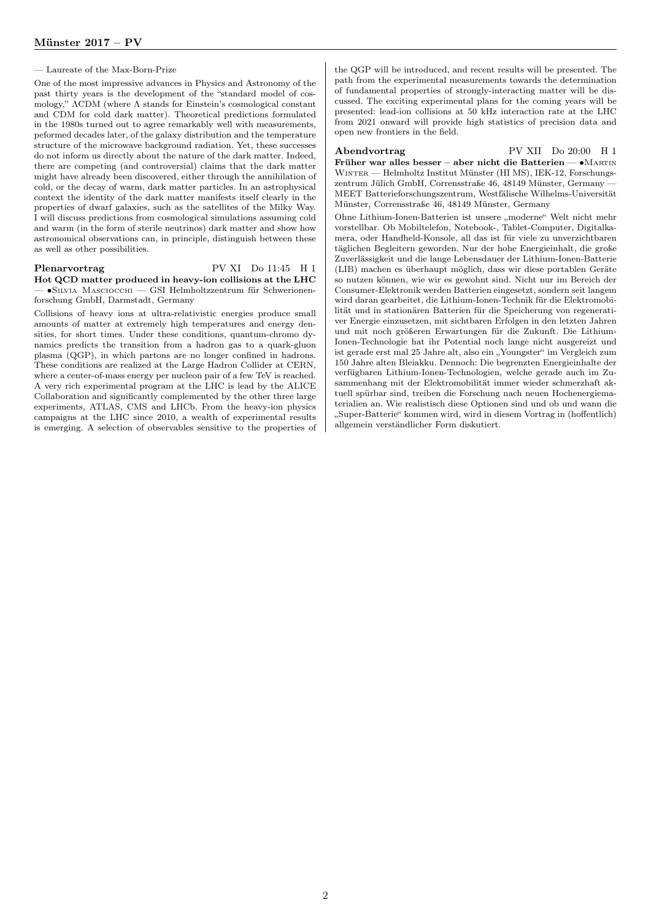— Laureate of the Max-Born-Prize

One of the most impressive advances in Physics and Astronomy of the past thirty years is the development of the "standard model of cosmology," ΛCDM (where Λ stands for Einstein's cosmological constant and CDM for cold dark matter). Theoretical predictions formulated in the 1980s turned out to agree remarkably well with measurements, peformed decades later, of the galaxy distribution and the temperature structure of the microwave background radiation. Yet, these successes do not inform us directly about the nature of the dark matter. Indeed, there are competing (and controversial) claims that the dark matter might have already been discovered, either through the annihilation of cold, or the decay of warm, dark matter particles. In an astrophysical context the identity of the dark matter manifests itself clearly in the properties of dwarf galaxies, such as the satellites of the Milky Way. I will discuss predictions from cosmological simulations assuming cold and warm (in the form of sterile neutrinos) dark matter and show how astronomical observations can, in principle, distinguish between these as well as other possibilities.

**Plenarvortrag** PV XI Do 11:45 H 1

**Hot QCD matter produced in heavy-ion collisions at the LHC** — •Silvia Masciocchi — GSI Helmholtzzentrum für Schwerionenforschung GmbH, Darmstadt, Germany

Collisions of heavy ions at ultra-relativistic energies produce small amounts of matter at extremely high temperatures and energy densities, for short times. Under these conditions, quantum-chromo dynamics predicts the transition from a hadron gas to a quark-gluon plasma (QGP), in which partons are no longer confined in hadrons. These conditions are realized at the Large Hadron Collider at CERN, where a center-of-mass energy per nucleon pair of a few TeV is reached. A very rich experimental program at the LHC is lead by the ALICE Collaboration and significantly complemented by the other three large experiments, ATLAS, CMS and LHCb. From the heavy-ion physics campaigns at the LHC since 2010, a wealth of experimental results is emerging. A selection of observables sensitive to the properties of the QGP will be introduced, and recent results will be presented. The path from the experimental measurements towards the determination of fundamental properties of strongly-interacting matter will be discussed. The exciting experimental plans for the coming years will be presented: lead-ion collisions at 50 kHz interaction rate at the LHC from 2021 onward will provide high statistics of precision data and open new frontiers in the field.

**Abendvortrag** PV XII Do 20:00 H 1

**Früher war alles besser – aber nicht die Batterien** — •Martin Winter — Helmholtz Institut Münster (HI MS), IEK-12, Forschungszentrum Jülich GmbH, Corrensstraße 46, 48149 Münster, Germany — MEET Batterieforschungszentrum, Westfälische Wilhelms-Universität Münster, Corrensstraße 46, 48149 Münster, Germany

Ohne Lithium-Ionen-Batterien ist unsere „moderne" Welt nicht mehr vorstellbar. Ob Mobiltelefon, Notebook-, Tablet-Computer, Digitalkamera, oder Handheld-Konsole, all das ist für viele zu unverzichtbaren täglichen Begleitern geworden. Nur der hohe Energieinhalt, die große Zuverlässigkeit und die lange Lebensdauer der Lithium-Ionen-Batterie (LIB) machen es überhaupt möglich, dass wir diese portablen Geräte so nutzen können, wie wir es gewohnt sind. Nicht nur im Bereich der Consumer-Elektronik werden Batterien eingesetzt, sondern seit langem wird daran gearbeitet, die Lithium-Ionen-Technik für die Elektromobilität und in stationären Batterien für die Speicherung von regenerativer Energie einzusetzen, mit sichtbaren Erfolgen in den letzten Jahren und mit noch größeren Erwartungen für die Zukunft. Die Lithium-Ionen-Technologie hat ihr Potential noch lange nicht ausgereizt und ist gerade erst mal 25 Jahre alt, also ein „Youngster" im Vergleich zum 150 Jahre alten Bleiakku. Dennoch: Die begrenzten Energieinhalte der verfügbaren Lithium-Ionen-Technologien, welche gerade auch im Zusammenhang mit der Elektromobilität immer wieder schmerzhaft aktuell spürbar sind, treiben die Forschung nach neuen Hochenergiematerialien an. Wie realistisch diese Optionen sind und ob und wann die „Super-Batterie" kommen wird, wird in diesem Vortrag in (hoffentlich) allgemein verständlicher Form diskutiert.